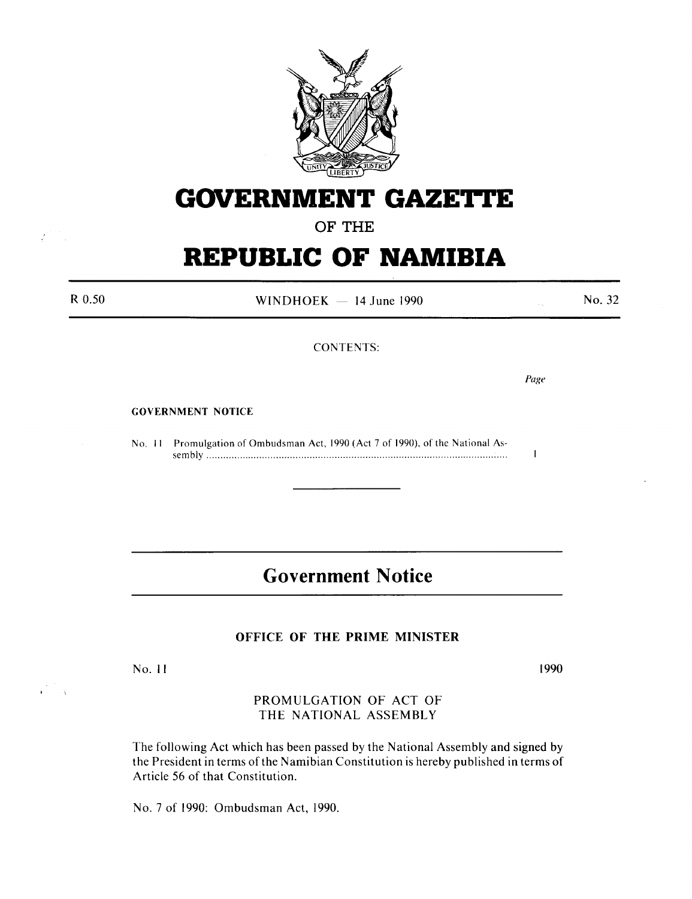# GOVERNMENT GAZETTE

## OF THE

# REPUBLIC OF NAMIBIA

R 0.50 | WINDHOEK — 14 June 1990 | No. 32

CONTENTS:

*Page*

**GOVERNMENT NOTICE**

No. 11 Promulgation of Ombudsman Act, 1990 (Act 7 of 1990), of the National Assembly ........................................................................................................ 1

---

# Government Notice

## OFFICE OF THE PRIME MINISTER

No. 11 1990

### PROMULGATION OF ACT OF THE NATIONAL ASSEMBLY

The following Act which has been passed by the National Assembly and signed by the President in terms of the Namibian Constitution is hereby published in terms of Article 56 of that Constitution.

No. 7 of 1990: Ombudsman Act, 1990.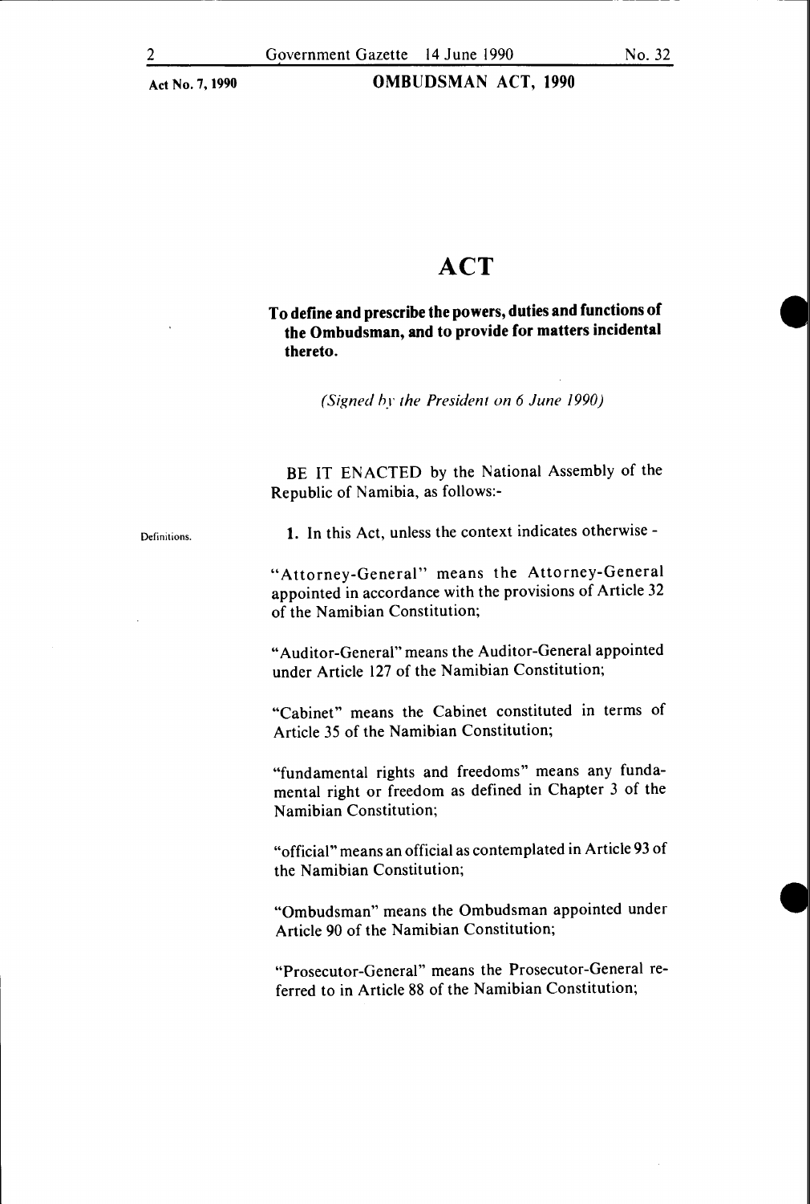# ACT

**To define and prescribe the powers, duties and functions of the Ombudsman, and to provide for matters incidental thereto.**

*(Signed by the President on 6 June 1990)*

BE IT ENACTED by the National Assembly of the Republic of Namibia, as follows:-

Definitions.

**1.** In this Act, unless the context indicates otherwise -

"Attorney-General" means the Attorney-General appointed in accordance with the provisions of Article 32 of the Namibian Constitution;

"Auditor-General" means the Auditor-General appointed under Article 127 of the Namibian Constitution;

"Cabinet" means the Cabinet constituted in terms of Article 35 of the Namibian Constitution;

"fundamental rights and freedoms" means any fundamental right or freedom as defined in Chapter 3 of the Namibian Constitution;

"official" means an official as contemplated in Article 93 of the Namibian Constitution;

"Ombudsman" means the Ombudsman appointed under Article 90 of the Namibian Constitution;

"Prosecutor-General" means the Prosecutor-General referred to in Article 88 of the Namibian Constitution;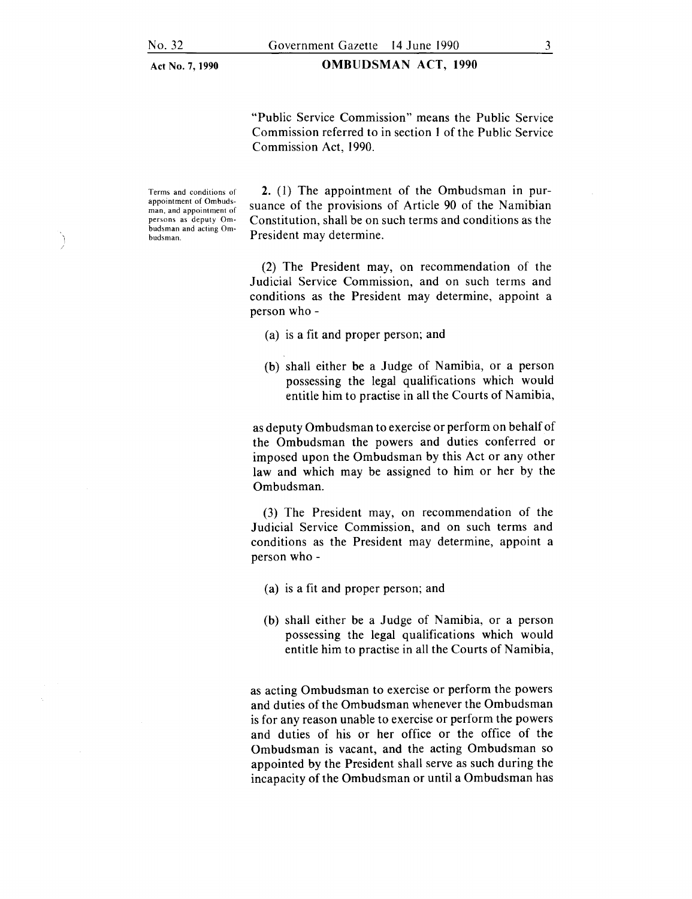"Public Service Commission" means the Public Service Commission referred to in section 1 of the Public Service Commission Act, 1990.

**Terms and conditions of appointment of Ombudsman, and appointment of persons as deputy Ombudsman and acting Ombudsman.**

**2.** (1) The appointment of the Ombudsman in pursuance of the provisions of Article 90 of the Namibian Constitution, shall be on such terms and conditions as the President may determine.

(2) The President may, on recommendation of the Judicial Service Commission, and on such terms and conditions as the President may determine, appoint a person who -

(a) is a fit and proper person; and

(b) shall either be a Judge of Namibia, or a person possessing the legal qualifications which would entitle him to practise in all the Courts of Namibia,

as deputy Ombudsman to exercise or perform on behalf of the Ombudsman the powers and duties conferred or imposed upon the Ombudsman by this Act or any other law and which may be assigned to him or her by the Ombudsman.

(3) The President may, on recommendation of the Judicial Service Commission, and on such terms and conditions as the President may determine, appoint a person who -

(a) is a fit and proper person; and

(b) shall either be a Judge of Namibia, or a person possessing the legal qualifications which would entitle him to practise in all the Courts of Namibia,

as acting Ombudsman to exercise or perform the powers and duties of the Ombudsman whenever the Ombudsman is for any reason unable to exercise or perform the powers and duties of his or her office or the office of the Ombudsman is vacant, and the acting Ombudsman so appointed by the President shall serve as such during the incapacity of the Ombudsman or until a Ombudsman has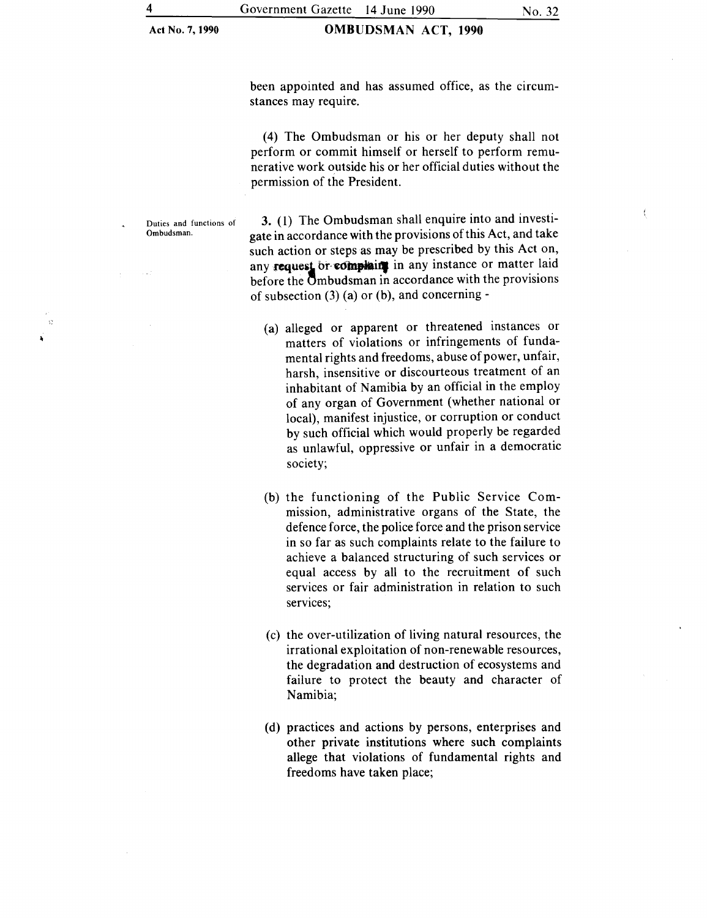been appointed and has assumed office, as the circumstances may require.

(4) The Ombudsman or his or her deputy shall not perform or commit himself or herself to perform remunerative work outside his or her official duties without the permission of the President.

**Duties and functions of Ombudsman.**

**3.** (1) The Ombudsman shall enquire into and investigate in accordance with the provisions of this Act, and take such action or steps as may be prescribed by this Act on, any request or complaint in any instance or matter laid before the Ombudsman in accordance with the provisions of subsection (3) (a) or (b), and concerning -

(a) alleged or apparent or threatened instances or matters of violations or infringements of fundamental rights and freedoms, abuse of power, unfair, harsh, insensitive or discourteous treatment of an inhabitant of Namibia by an official in the employ of any organ of Government (whether national or local), manifest injustice, or corruption or conduct by such official which would properly be regarded as unlawful, oppressive or unfair in a democratic society;

(b) the functioning of the Public Service Commission, administrative organs of the State, the defence force, the police force and the prison service in so far as such complaints relate to the failure to achieve a balanced structuring of such services or equal access by all to the recruitment of such services or fair administration in relation to such services;

(c) the over-utilization of living natural resources, the irrational exploitation of non-renewable resources, the degradation and destruction of ecosystems and failure to protect the beauty and character of Namibia;

(d) practices and actions by persons, enterprises and other private institutions where such complaints allege that violations of fundamental rights and freedoms have taken place;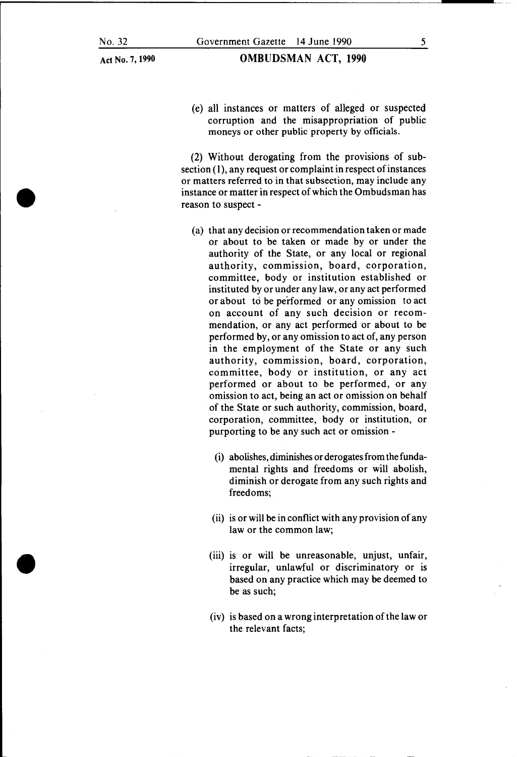(e) all instances or matters of alleged or suspected corruption and the misappropriation of public moneys or other public property by officials.

(2) Without derogating from the provisions of subsection (1), any request or complaint in respect of instances or matters referred to in that subsection, may include any instance or matter in respect of which the Ombudsman has reason to suspect -

(a) that any decision or recommendation taken or made or about to be taken or made by or under the authority of the State, or any local or regional authority, commission, board, corporation, committee, body or institution established or instituted by or under any law, or any act performed or about to be performed or any omission to act on account of any such decision or recommendation, or any act performed or about to be performed by, or any omission to act of, any person in the employment of the State or any such authority, commission, board, corporation, committee, body or institution, or any act performed or about to be performed, or any omission to act, being an act or omission on behalf of the State or such authority, commission, board, corporation, committee, body or institution, or purporting to be any such act or omission -

(i) abolishes, diminishes or derogates from the fundamental rights and freedoms or will abolish, diminish or derogate from any such rights and freedoms;

(ii) is or will be in conflict with any provision of any law or the common law;

(iii) is or will be unreasonable, unjust, unfair, irregular, unlawful or discriminatory or is based on any practice which may be deemed to be as such;

(iv) is based on a wrong interpretation of the law or the relevant facts;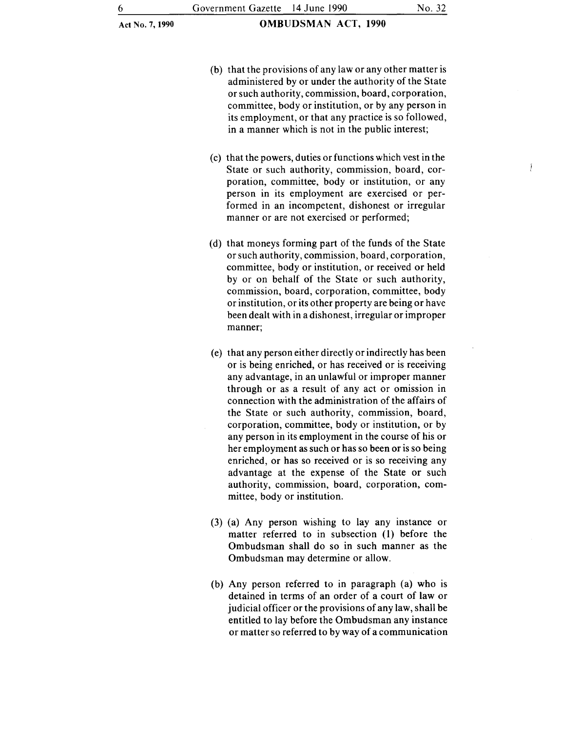(b) that the provisions of any law or any other matter is administered by or under the authority of the State or such authority, commission, board, corporation, committee, body or institution, or by any person in its employment, or that any practice is so followed, in a manner which is not in the public interest;

(c) that the powers, duties or functions which vest in the State or such authority, commission, board, corporation, committee, body or institution, or any person in its employment are exercised or performed in an incompetent, dishonest or irregular manner or are not exercised or performed;

(d) that moneys forming part of the funds of the State or such authority, commission, board, corporation, committee, body or institution, or received or held by or on behalf of the State or such authority, commission, board, corporation, committee, body or institution, or its other property are being or have been dealt with in a dishonest, irregular or improper manner;

(e) that any person either directly or indirectly has been or is being enriched, or has received or is receiving any advantage, in an unlawful or improper manner through or as a result of any act or omission in connection with the administration of the affairs of the State or such authority, commission, board, corporation, committee, body or institution, or by any person in its employment in the course of his or her employment as such or has so been or is so being enriched, or has so received or is so receiving any advantage at the expense of the State or such authority, commission, board, corporation, committee, body or institution.

(3) (a) Any person wishing to lay any instance or matter referred to in subsection (1) before the Ombudsman shall do so in such manner as the Ombudsman may determine or allow.

(b) Any person referred to in paragraph (a) who is detained in terms of an order of a court of law or judicial officer or the provisions of any law, shall be entitled to lay before the Ombudsman any instance or matter so referred to by way of a communication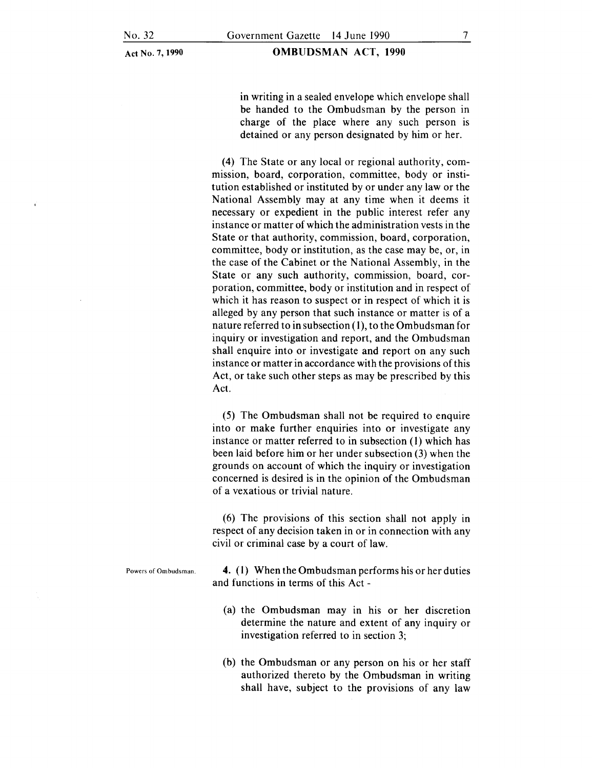in writing in a sealed envelope which envelope shall be handed to the Ombudsman by the person in charge of the place where any such person is detained or any person designated by him or her.

(4) The State or any local or regional authority, commission, board, corporation, committee, body or institution established or instituted by or under any law or the National Assembly may at any time when it deems it necessary or expedient in the public interest refer any instance or matter of which the administration vests in the State or that authority, commission, board, corporation, committee, body or institution, as the case may be, or, in the case of the Cabinet or the National Assembly, in the State or any such authority, commission, board, corporation, committee, body or institution and in respect of which it has reason to suspect or in respect of which it is alleged by any person that such instance or matter is of a nature referred to in subsection (1), to the Ombudsman for inquiry or investigation and report, and the Ombudsman shall enquire into or investigate and report on any such instance or matter in accordance with the provisions of this Act, or take such other steps as may be prescribed by this Act.

(5) The Ombudsman shall not be required to enquire into or make further enquiries into or investigate any instance or matter referred to in subsection (1) which has been laid before him or her under subsection (3) when the grounds on account of which the inquiry or investigation concerned is desired is in the opinion of the Ombudsman of a vexatious or trivial nature.

(6) The provisions of this section shall not apply in respect of any decision taken in or in connection with any civil or criminal case by a court of law.

Powers of Ombudsman.

**4.** (1) When the Ombudsman performs his or her duties and functions in terms of this Act -

(a) the Ombudsman may in his or her discretion determine the nature and extent of any inquiry or investigation referred to in section 3;

(b) the Ombudsman or any person on his or her staff authorized thereto by the Ombudsman in writing shall have, subject to the provisions of any law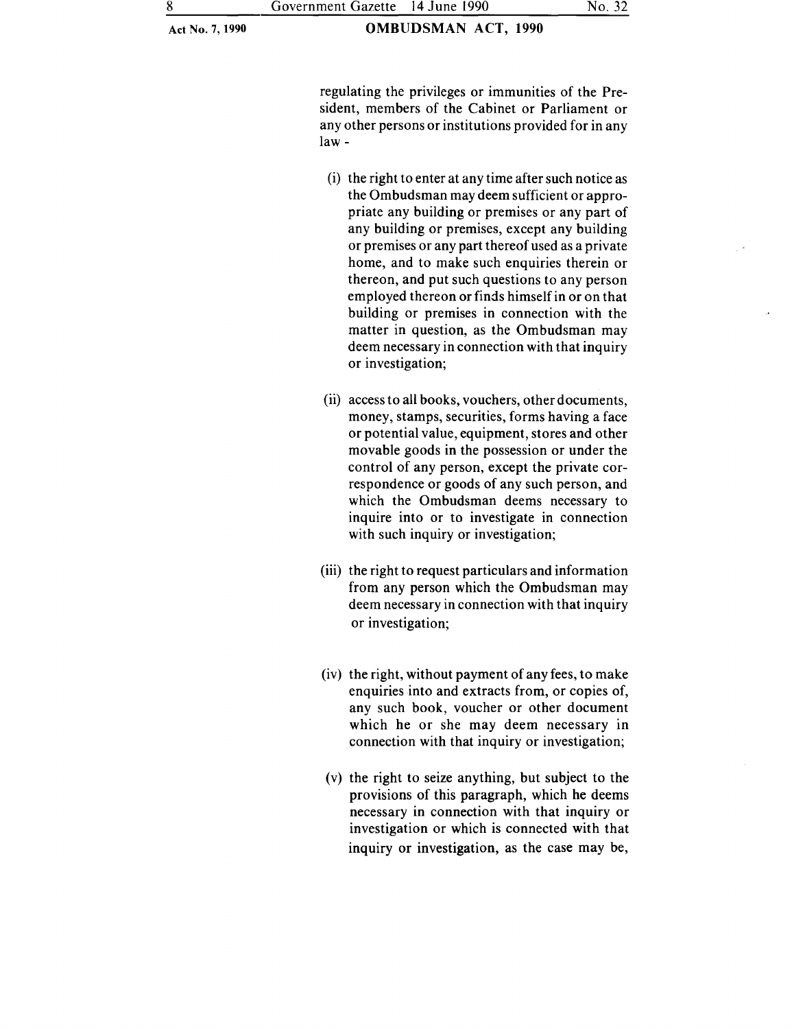regulating the privileges or immunities of the President, members of the Cabinet or Parliament or any other persons or institutions provided for in any law -

(i) the right to enter at any time after such notice as the Ombudsman may deem sufficient or appropriate any building or premises or any part of any building or premises, except any building or premises or any part thereof used as a private home, and to make such enquiries therein or thereon, and put such questions to any person employed thereon or finds himself in or on that building or premises in connection with the matter in question, as the Ombudsman may deem necessary in connection with that inquiry or investigation;

(ii) access to all books, vouchers, other documents, money, stamps, securities, forms having a face or potential value, equipment, stores and other movable goods in the possession or under the control of any person, except the private correspondence or goods of any such person, and which the Ombudsman deems necessary to inquire into or to investigate in connection with such inquiry or investigation;

(iii) the right to request particulars and information from any person which the Ombudsman may deem necessary in connection with that inquiry or investigation;

(iv) the right, without payment of any fees, to make enquiries into and extracts from, or copies of, any such book, voucher or other document which he or she may deem necessary in connection with that inquiry or investigation;

(v) the right to seize anything, but subject to the provisions of this paragraph, which he deems necessary in connection with that inquiry or investigation or which is connected with that inquiry or investigation, as the case may be,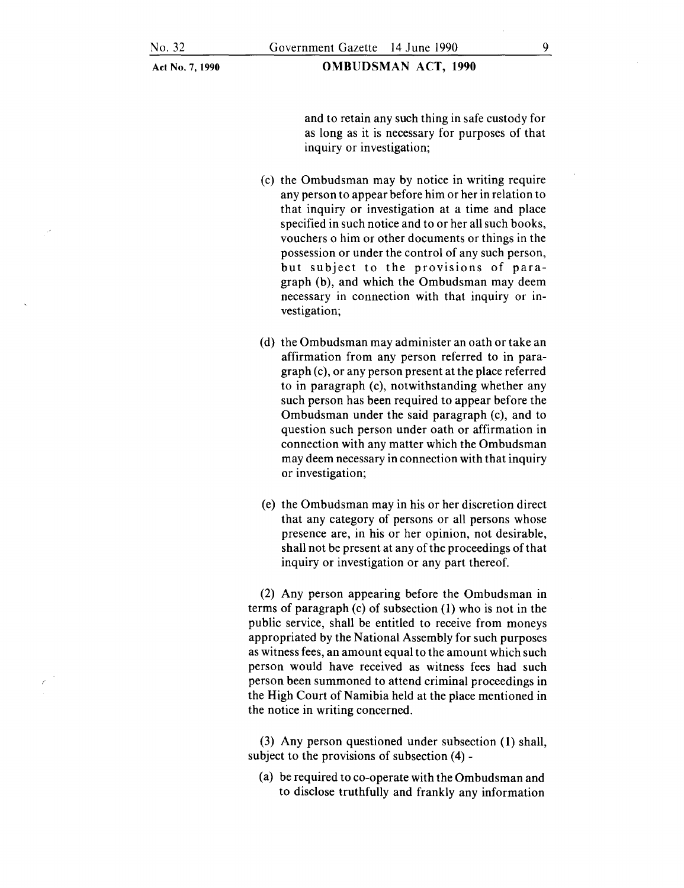and to retain any such thing in safe custody for as long as it is necessary for purposes of that inquiry or investigation;

(c) the Ombudsman may by notice in writing require any person to appear before him or her in relation to that inquiry or investigation at a time and place specified in such notice and to or her all such books, vouchers o him or other documents or things in the possession or under the control of any such person, but subject to the provisions of paragraph (b), and which the Ombudsman may deem necessary in connection with that inquiry or investigation;

(d) the Ombudsman may administer an oath or take an affirmation from any person referred to in paragraph (c), or any person present at the place referred to in paragraph (c), notwithstanding whether any such person has been required to appear before the Ombudsman under the said paragraph (c), and to question such person under oath or affirmation in connection with any matter which the Ombudsman may deem necessary in connection with that inquiry or investigation;

(e) the Ombudsman may in his or her discretion direct that any category of persons or all persons whose presence are, in his or her opinion, not desirable, shall not be present at any of the proceedings of that inquiry or investigation or any part thereof.

(2) Any person appearing before the Ombudsman in terms of paragraph (c) of subsection (1) who is not in the public service, shall be entitled to receive from moneys appropriated by the National Assembly for such purposes as witness fees, an amount equal to the amount which such person would have received as witness fees had such person been summoned to attend criminal proceedings in the High Court of Namibia held at the place mentioned in the notice in writing concerned.

(3) Any person questioned under subsection (1) shall, subject to the provisions of subsection (4) -

(a) be required to co-operate with the Ombudsman and to disclose truthfully and frankly any information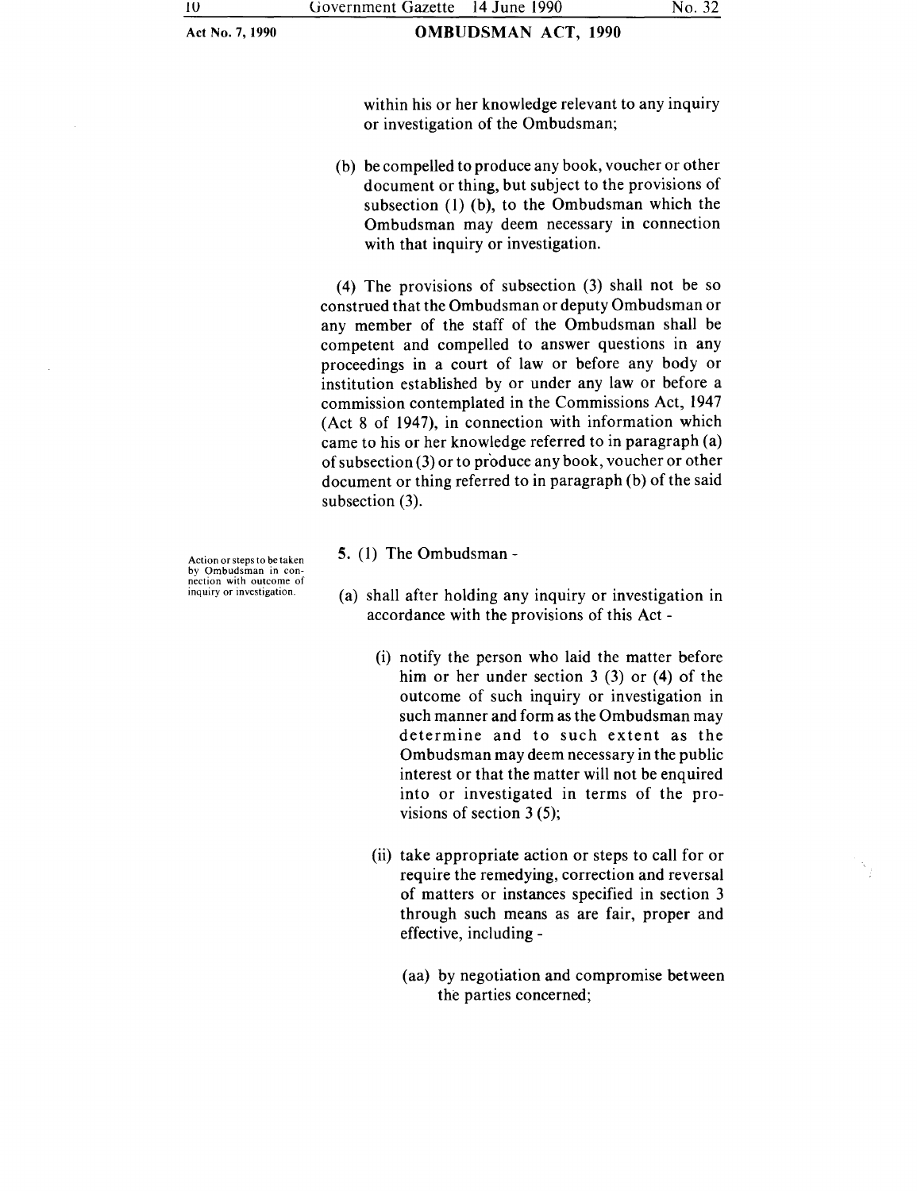within his or her knowledge relevant to any inquiry or investigation of the Ombudsman;

(b) be compelled to produce any book, voucher or other document or thing, but subject to the provisions of subsection (1) (b), to the Ombudsman which the Ombudsman may deem necessary in connection with that inquiry or investigation.

(4) The provisions of subsection (3) shall not be so construed that the Ombudsman or deputy Ombudsman or any member of the staff of the Ombudsman shall be competent and compelled to answer questions in any proceedings in a court of law or before any body or institution established by or under any law or before a commission contemplated in the Commissions Act, 1947 (Act 8 of 1947), in connection with information which came to his or her knowledge referred to in paragraph (a) of subsection (3) or to produce any book, voucher or other document or thing referred to in paragraph (b) of the said subsection (3).

*Action or steps to be taken by Ombudsman in connection with outcome of inquiry or investigation.*

**5.** (1) The Ombudsman -

(a) shall after holding any inquiry or investigation in accordance with the provisions of this Act -

(i) notify the person who laid the matter before him or her under section 3 (3) or (4) of the outcome of such inquiry or investigation in such manner and form as the Ombudsman may determine and to such extent as the Ombudsman may deem necessary in the public interest or that the matter will not be enquired into or investigated in terms of the provisions of section 3 (5);

(ii) take appropriate action or steps to call for or require the remedying, correction and reversal of matters or instances specified in section 3 through such means as are fair, proper and effective, including -

(aa) by negotiation and compromise between the parties concerned;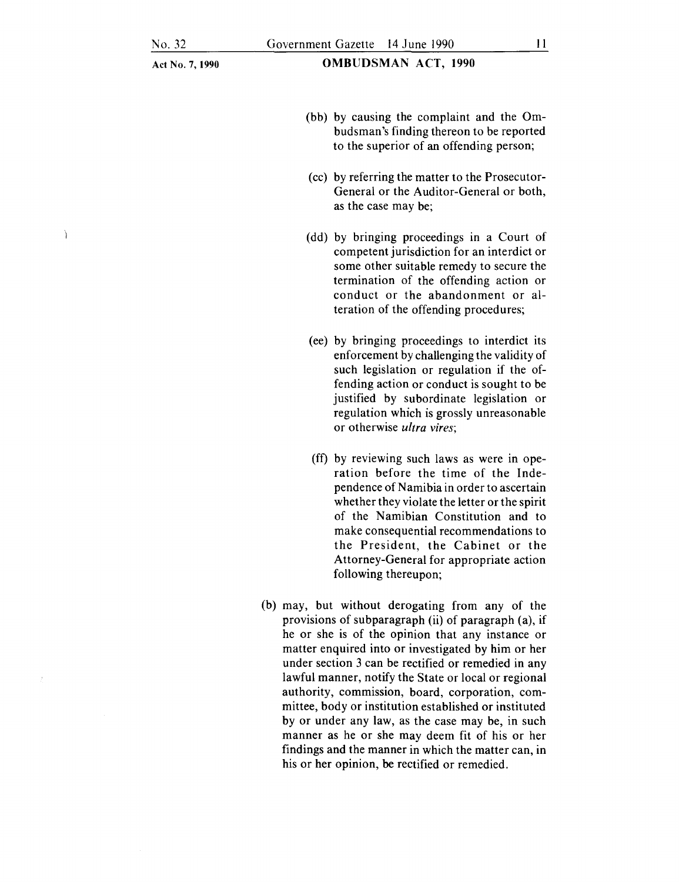(bb) by causing the complaint and the Ombudsman's finding thereon to be reported to the superior of an offending person;

(cc) by referring the matter to the Prosecutor-General or the Auditor-General or both, as the case may be;

(dd) by bringing proceedings in a Court of competent jurisdiction for an interdict or some other suitable remedy to secure the termination of the offending action or conduct or the abandonment or alteration of the offending procedures;

(ee) by bringing proceedings to interdict its enforcement by challenging the validity of such legislation or regulation if the offending action or conduct is sought to be justified by subordinate legislation or regulation which is grossly unreasonable or otherwise *ultra vires*;

(ff) by reviewing such laws as were in operation before the time of the Independence of Namibia in order to ascertain whether they violate the letter or the spirit of the Namibian Constitution and to make consequential recommendations to the President, the Cabinet or the Attorney-General for appropriate action following thereupon;

(b) may, but without derogating from any of the provisions of subparagraph (ii) of paragraph (a), if he or she is of the opinion that any instance or matter enquired into or investigated by him or her under section 3 can be rectified or remedied in any lawful manner, notify the State or local or regional authority, commission, board, corporation, committee, body or institution established or instituted by or under any law, as the case may be, in such manner as he or she may deem fit of his or her findings and the manner in which the matter can, in his or her opinion, be rectified or remedied.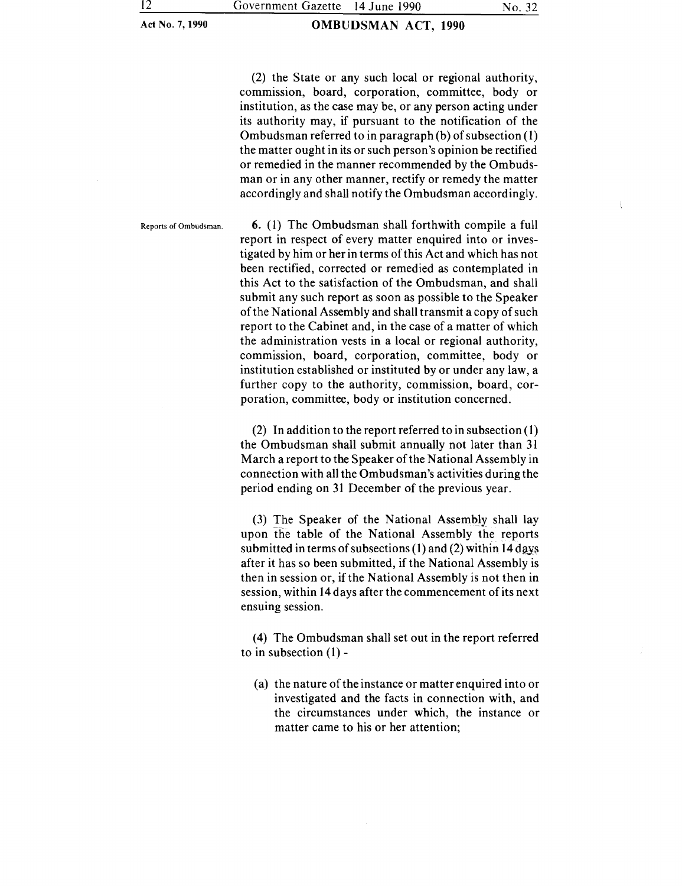(2) the State or any such local or regional authority, commission, board, corporation, committee, body or institution, as the case may be, or any person acting under its authority may, if pursuant to the notification of the Ombudsman referred to in paragraph (b) of subsection (1) the matter ought in its or such person's opinion be rectified or remedied in the manner recommended by the Ombudsman or in any other manner, rectify or remedy the matter accordingly and shall notify the Ombudsman accordingly.

Reports of Ombudsman.

**6.** (1) The Ombudsman shall forthwith compile a full report in respect of every matter enquired into or investigated by him or her in terms of this Act and which has not been rectified, corrected or remedied as contemplated in this Act to the satisfaction of the Ombudsman, and shall submit any such report as soon as possible to the Speaker of the National Assembly and shall transmit a copy of such report to the Cabinet and, in the case of a matter of which the administration vests in a local or regional authority, commission, board, corporation, committee, body or institution established or instituted by or under any law, a further copy to the authority, commission, board, corporation, committee, body or institution concerned.

(2) In addition to the report referred to in subsection (1) the Ombudsman shall submit annually not later than 31 March a report to the Speaker of the National Assembly in connection with all the Ombudsman's activities during the period ending on 31 December of the previous year.

(3) The Speaker of the National Assembly shall lay upon the table of the National Assembly the reports submitted in terms of subsections (1) and (2) within 14 days after it has so been submitted, if the National Assembly is then in session or, if the National Assembly is not then in session, within 14 days after the commencement of its next ensuing session.

(4) The Ombudsman shall set out in the report referred to in subsection (1) -

(a) the nature of the instance or matter enquired into or investigated and the facts in connection with, and the circumstances under which, the instance or matter came to his or her attention;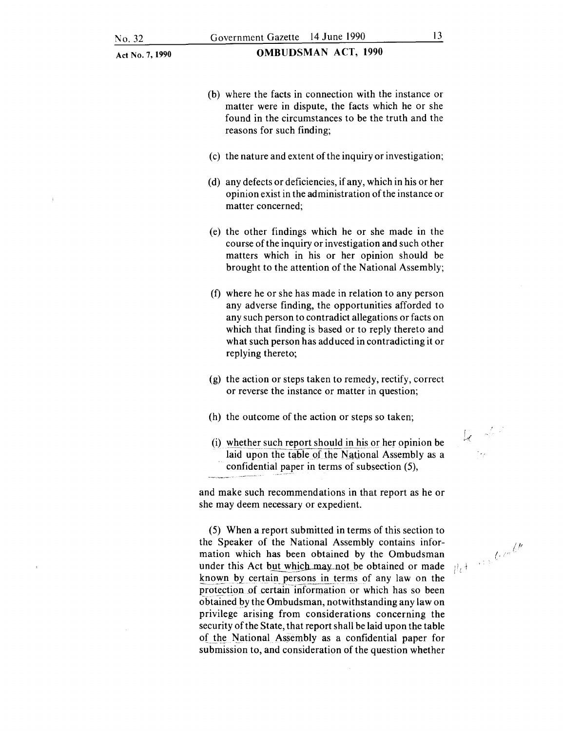(b) where the facts in connection with the instance or matter were in dispute, the facts which he or she found in the circumstances to be the truth and the reasons for such finding;

(c) the nature and extent of the inquiry or investigation;

(d) any defects or deficiencies, if any, which in his or her opinion exist in the administration of the instance or matter concerned;

(e) the other findings which he or she made in the course of the inquiry or investigation and such other matters which in his or her opinion should be brought to the attention of the National Assembly;

(f) where he or she has made in relation to any person any adverse finding, the opportunities afforded to any such person to contradict allegations or facts on which that finding is based or to reply thereto and what such person has adduced in contradicting it or replying thereto;

(g) the action or steps taken to remedy, rectify, correct or reverse the instance or matter in question;

(h) the outcome of the action or steps so taken;

(i) whether such report should in his or her opinion be laid upon the table of the National Assembly as a confidential paper in terms of subsection (5),

and make such recommendations in that report as he or she may deem necessary or expedient.

(5) When a report submitted in terms of this section to the Speaker of the National Assembly contains information which has been obtained by the Ombudsman under this Act but which may not be obtained or made known by certain persons in terms of any law on the protection of certain information or which has so been obtained by the Ombudsman, notwithstanding any law on privilege arising from considerations concerning the security of the State, that report shall be laid upon the table of the National Assembly as a confidential paper for submission to, and consideration of the question whether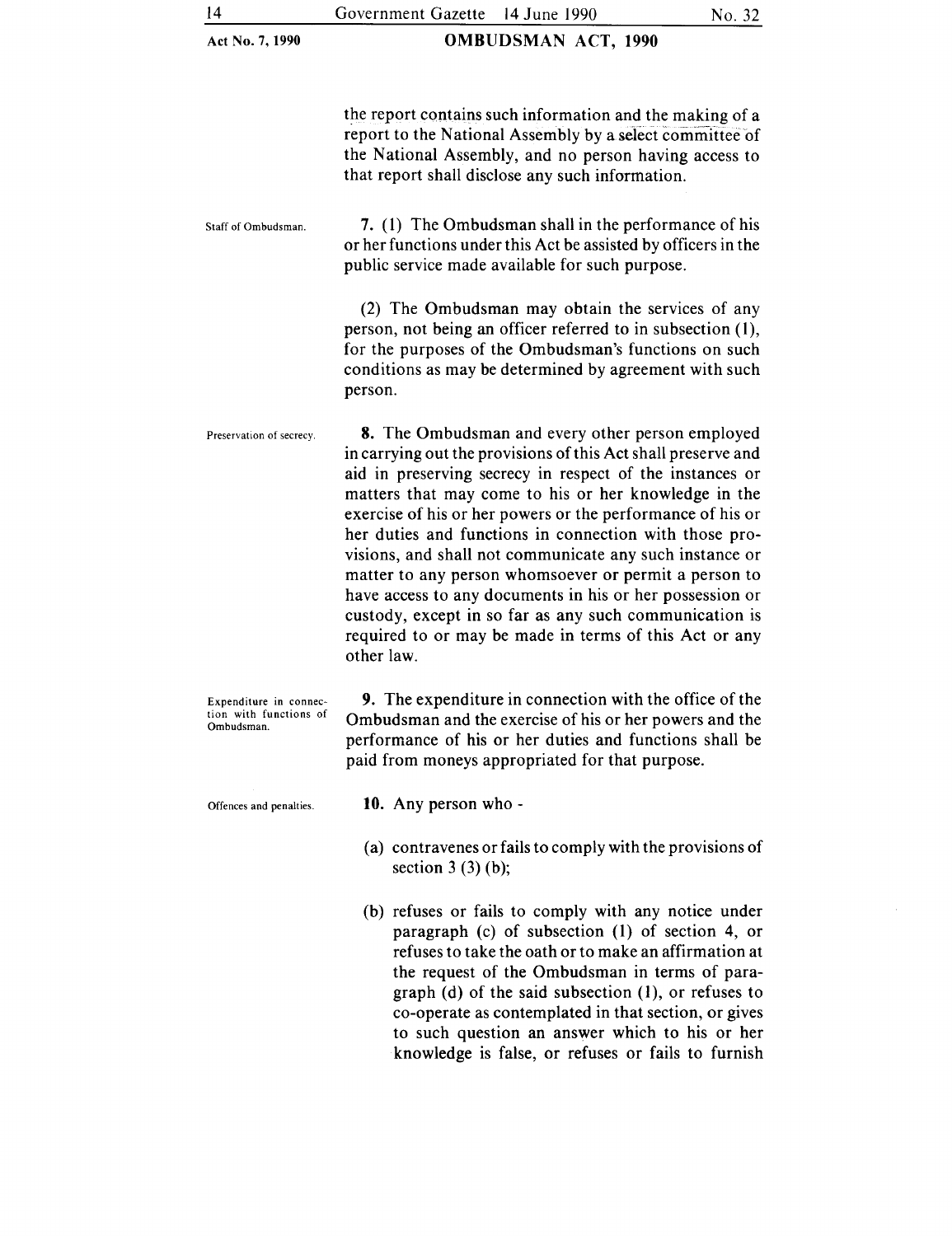the report contains such information and the making of a report to the National Assembly by a select committee of the National Assembly, and no person having access to that report shall disclose any such information.

Staff of Ombudsman.

**7.** (1) The Ombudsman shall in the performance of his or her functions under this Act be assisted by officers in the public service made available for such purpose.

(2) The Ombudsman may obtain the services of any person, not being an officer referred to in subsection (1), for the purposes of the Ombudsman's functions on such conditions as may be determined by agreement with such person.

Preservation of secrecy.

**8.** The Ombudsman and every other person employed in carrying out the provisions of this Act shall preserve and aid in preserving secrecy in respect of the instances or matters that may come to his or her knowledge in the exercise of his or her powers or the performance of his or her duties and functions in connection with those provisions, and shall not communicate any such instance or matter to any person whomsoever or permit a person to have access to any documents in his or her possession or custody, except in so far as any such communication is required to or may be made in terms of this Act or any other law.

Expenditure in connection with functions of Ombudsman.

**9.** The expenditure in connection with the office of the Ombudsman and the exercise of his or her powers and the performance of his or her duties and functions shall be paid from moneys appropriated for that purpose.

Offences and penalties.

**10.** Any person who -

(a) contravenes or fails to comply with the provisions of section 3 (3) (b);

(b) refuses or fails to comply with any notice under paragraph (c) of subsection (1) of section 4, or refuses to take the oath or to make an affirmation at the request of the Ombudsman in terms of paragraph (d) of the said subsection (1), or refuses to co-operate as contemplated in that section, or gives to such question an answer which to his or her knowledge is false, or refuses or fails to furnish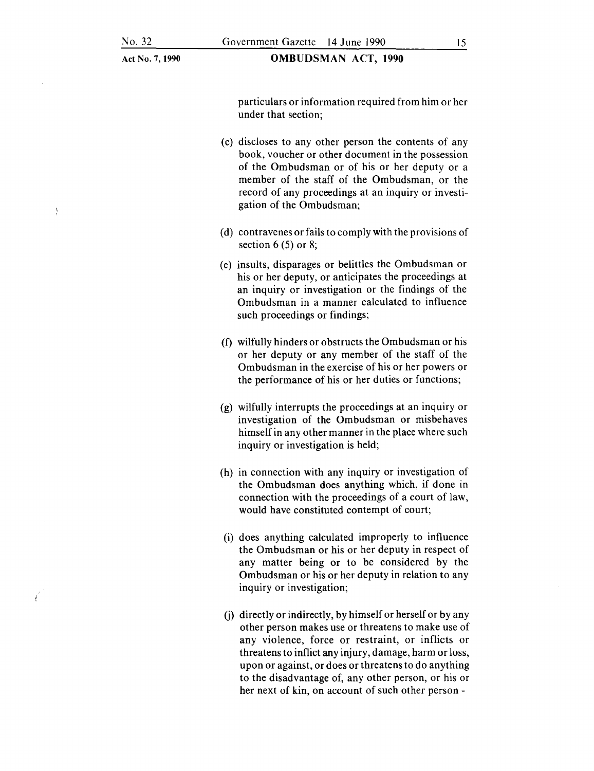particulars or information required from him or her under that section;

(c) discloses to any other person the contents of any book, voucher or other document in the possession of the Ombudsman or of his or her deputy or a member of the staff of the Ombudsman, or the record of any proceedings at an inquiry or investigation of the Ombudsman;

(d) contravenes or fails to comply with the provisions of section 6 (5) or 8;

(e) insults, disparages or belittles the Ombudsman or his or her deputy, or anticipates the proceedings at an inquiry or investigation or the findings of the Ombudsman in a manner calculated to influence such proceedings or findings;

(f) wilfully hinders or obstructs the Ombudsman or his or her deputy or any member of the staff of the Ombudsman in the exercise of his or her powers or the performance of his or her duties or functions;

(g) wilfully interrupts the proceedings at an inquiry or investigation of the Ombudsman or misbehaves himself in any other manner in the place where such inquiry or investigation is held;

(h) in connection with any inquiry or investigation of the Ombudsman does anything which, if done in connection with the proceedings of a court of law, would have constituted contempt of court;

(i) does anything calculated improperly to influence the Ombudsman or his or her deputy in respect of any matter being or to be considered by the Ombudsman or his or her deputy in relation to any inquiry or investigation;

(j) directly or indirectly, by himself or herself or by any other person makes use or threatens to make use of any violence, force or restraint, or inflicts or threatens to inflict any injury, damage, harm or loss, upon or against, or does or threatens to do anything to the disadvantage of, any other person, or his or her next of kin, on account of such other person -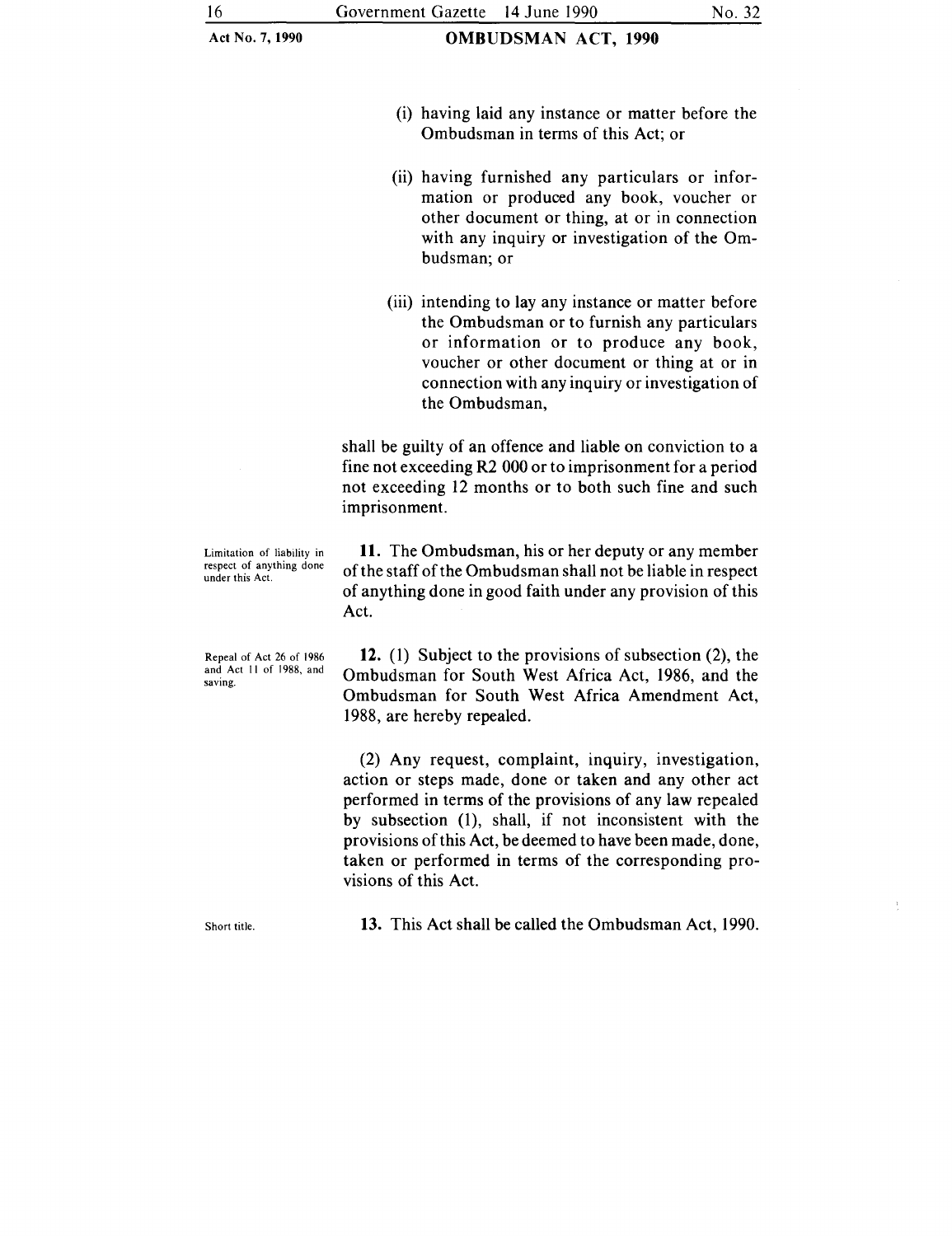(i) having laid any instance or matter before the Ombudsman in terms of this Act; or

(ii) having furnished any particulars or information or produced any book, voucher or other document or thing, at or in connection with any inquiry or investigation of the Ombudsman; or

(iii) intending to lay any instance or matter before the Ombudsman or to furnish any particulars or information or to produce any book, voucher or other document or thing at or in connection with any inquiry or investigation of the Ombudsman,

shall be guilty of an offence and liable on conviction to a fine not exceeding R2 000 or to imprisonment for a period not exceeding 12 months or to both such fine and such imprisonment.

*Limitation of liability in respect of anything done under this Act.*

**11.** The Ombudsman, his or her deputy or any member of the staff of the Ombudsman shall not be liable in respect of anything done in good faith under any provision of this Act.

*Repeal of Act 26 of 1986 and Act 11 of 1988, and saving.*

**12.** (1) Subject to the provisions of subsection (2), the Ombudsman for South West Africa Act, 1986, and the Ombudsman for South West Africa Amendment Act, 1988, are hereby repealed.

(2) Any request, complaint, inquiry, investigation, action or steps made, done or taken and any other act performed in terms of the provisions of any law repealed by subsection (1), shall, if not inconsistent with the provisions of this Act, be deemed to have been made, done, taken or performed in terms of the corresponding provisions of this Act.

*Short title.*

**13.** This Act shall be called the Ombudsman Act, 1990.